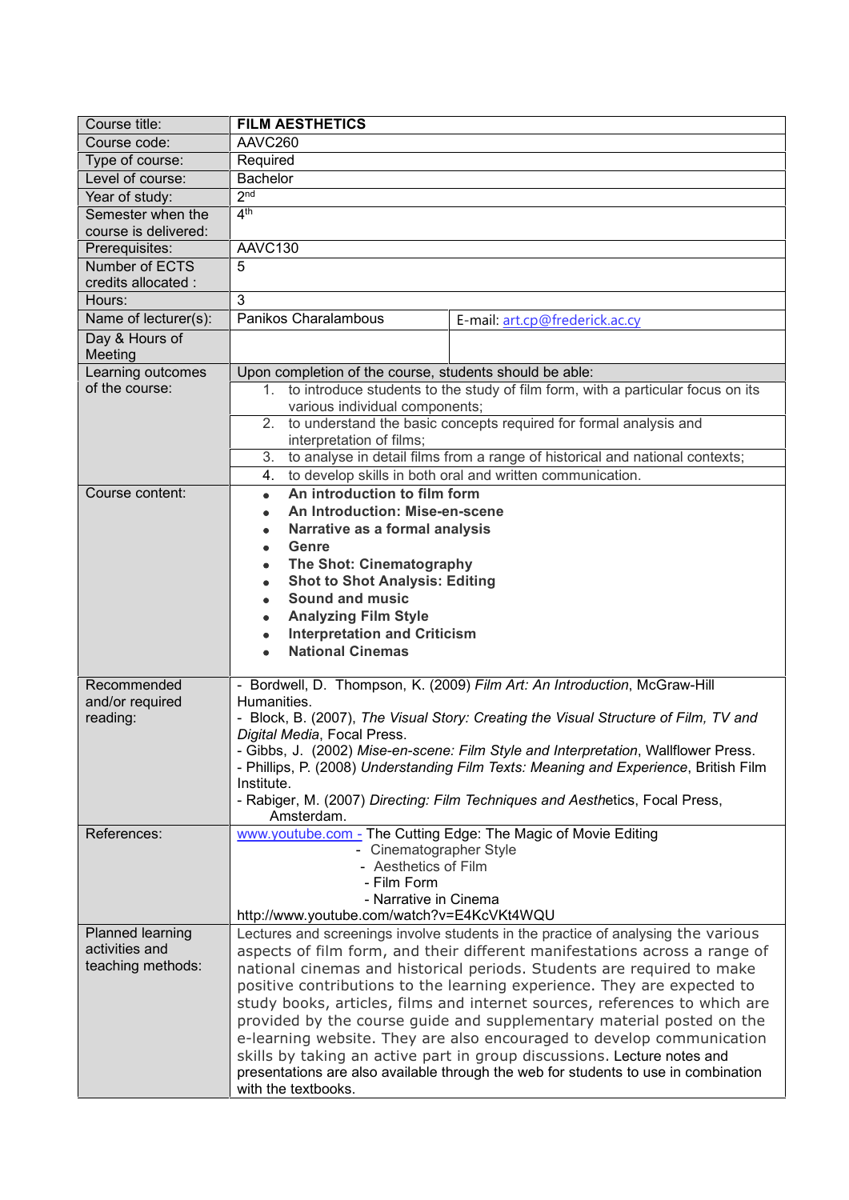| Course title: | **FILM AESTHETICS** | |
|---|---|---|
| Course code: | AAVC260 | |
| Type of course: | Required | |
| Level of course: | Bachelor | |
| Year of study: | 2nd | |
| Semester when the course is delivered: | 4th | |
| Prerequisites: | AAVC130 | |
| Number of ECTS credits allocated : | 5 | |
| Hours: | 3 | |
| Name of lecturer(s): | Panikos Charalambous | E-mail: art.cp@frederick.ac.cy |
| Day & Hours of Meeting | | |
| Learning outcomes of the course: | Upon completion of the course, students should be able:<br>1. to introduce students to the study of film form, with a particular focus on its various individual components;<br>2. to understand the basic concepts required for formal analysis and interpretation of films;<br>3. to analyse in detail films from a range of historical and national contexts;<br>4. to develop skills in both oral and written communication. | |
| Course content: | • **An introduction to film form**<br>• **An Introduction: Mise-en-scene**<br>• **Narrative as a formal analysis**<br>• **Genre**<br>• **The Shot: Cinematography**<br>• **Shot to Shot Analysis: Editing**<br>• **Sound and music**<br>• **Analyzing Film Style**<br>• **Interpretation and Criticism**<br>• **National Cinemas** | |
| Recommended and/or required reading: | - Bordwell, D. Thompson, K. (2009) *Film Art: An Introduction*, McGraw-Hill Humanities.<br>- Block, B. (2007), *The Visual Story: Creating the Visual Structure of Film, TV and Digital Media*, Focal Press.<br>- Gibbs, J. (2002) *Mise-en-scene: Film Style and Interpretation*, Wallflower Press.<br>- Phillips, P. (2008) *Understanding Film Texts: Meaning and Experience*, British Film Institute.<br>- Rabiger, M. (2007) *Directing: Film Techniques and Aesthetics*, Focal Press, Amsterdam. | |
| References: | www.youtube.com - The Cutting Edge: The Magic of Movie Editing<br>- Cinematographer Style<br>- Aesthetics of Film<br>- Film Form<br>- Narrative in Cinema<br>http://www.youtube.com/watch?v=E4KcVKt4WQU | |
| Planned learning activities and teaching methods: | Lectures and screenings involve students in the practice of analysing the various aspects of film form, and their different manifestations across a range of national cinemas and historical periods. Students are required to make positive contributions to the learning experience. They are expected to study books, articles, films and internet sources, references to which are provided by the course guide and supplementary material posted on the e-learning website. They are also encouraged to develop communication skills by taking an active part in group discussions. Lecture notes and presentations are also available through the web for students to use in combination with the textbooks. | |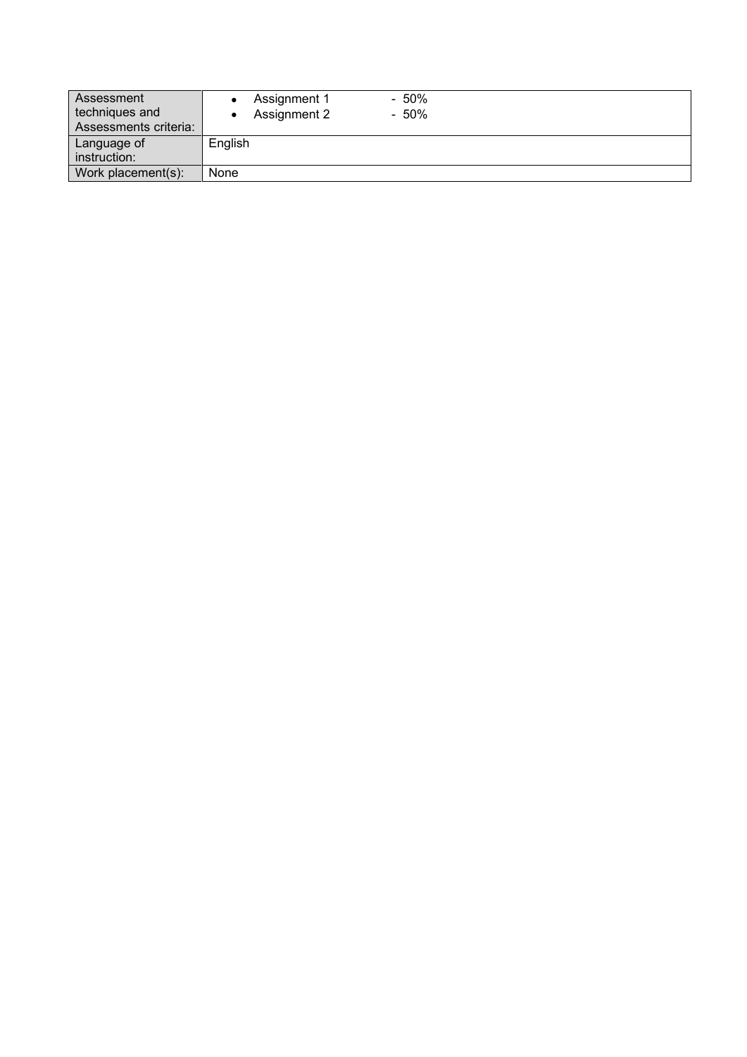| | |
|---|---|
| Assessment techniques and Assessments criteria: | • Assignment 1 - 50%<br>• Assignment 2 - 50% |
| Language of instruction: | English |
| Work placement(s): | None |